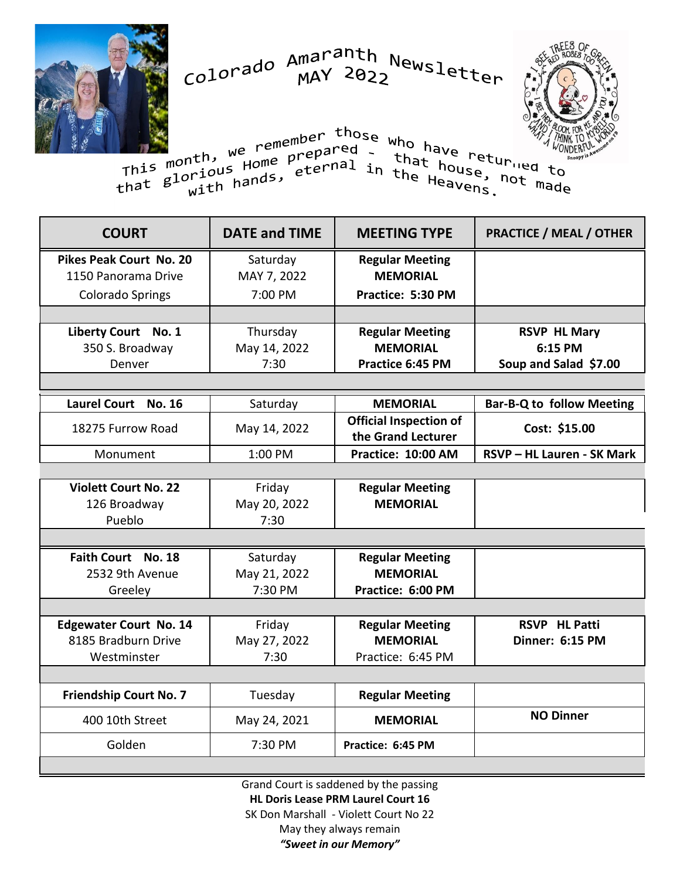# Colorado Amaranth Newsletter MAY 2022

This month, we remember those who have returned to that glorious Home prepared - that house, not made with hands, eternal in the Heavens.

| COURT | DATE and TIME | MEETING TYPE | PRACTICE / MEAL / OTHER |
|---|---|---|---|
| **Pikes Peak Court No. 20**<br>1150 Panorama Drive<br>Colorado Springs | Saturday<br>MAY 7, 2022<br>7:00 PM | **Regular Meeting**<br>**MEMORIAL**<br>**Practice: 5:30 PM** | |
| **Liberty Court No. 1**<br>350 S. Broadway<br>Denver | Thursday<br>May 14, 2022<br>7:30 | **Regular Meeting**<br>**MEMORIAL**<br>**Practice 6:45 PM** | **RSVP HL Mary**<br>**6:15 PM**<br>**Soup and Salad $7.00** |
| **Laurel Court No. 16**<br>18275 Furrow Road<br>Monument | Saturday<br>May 14, 2022<br>1:00 PM | **MEMORIAL**<br>**Official Inspection of the Grand Lecturer**<br>**Practice: 10:00 AM** | **Bar-B-Q to follow Meeting**<br>**Cost: $15.00**<br>**RSVP – HL Lauren - SK Mark** |
| **Violett Court No. 22**<br>126 Broadway<br>Pueblo | Friday<br>May 20, 2022<br>7:30 | **Regular Meeting**<br>**MEMORIAL** | |
| **Faith Court No. 18**<br>2532 9th Avenue<br>Greeley | Saturday<br>May 21, 2022<br>7:30 PM | **Regular Meeting**<br>**MEMORIAL**<br>**Practice: 6:00 PM** | |
| **Edgewater Court No. 14**<br>8185 Bradburn Drive<br>Westminster | Friday<br>May 27, 2022<br>7:30 | **Regular Meeting**<br>**MEMORIAL**<br>Practice: 6:45 PM | **RSVP HL Patti**<br>**Dinner: 6:15 PM** |
| **Friendship Court No. 7**<br>400 10th Street<br>Golden | Tuesday<br>May 24, 2021<br>7:30 PM | **Regular Meeting**<br>**MEMORIAL**<br>**Practice: 6:45 PM** | **NO Dinner** |

Grand Court is saddened by the passing
**HL Doris Lease PRM Laurel Court 16**
SK Don Marshall - Violett Court No 22
May they always remain
***"Sweet in our Memory"***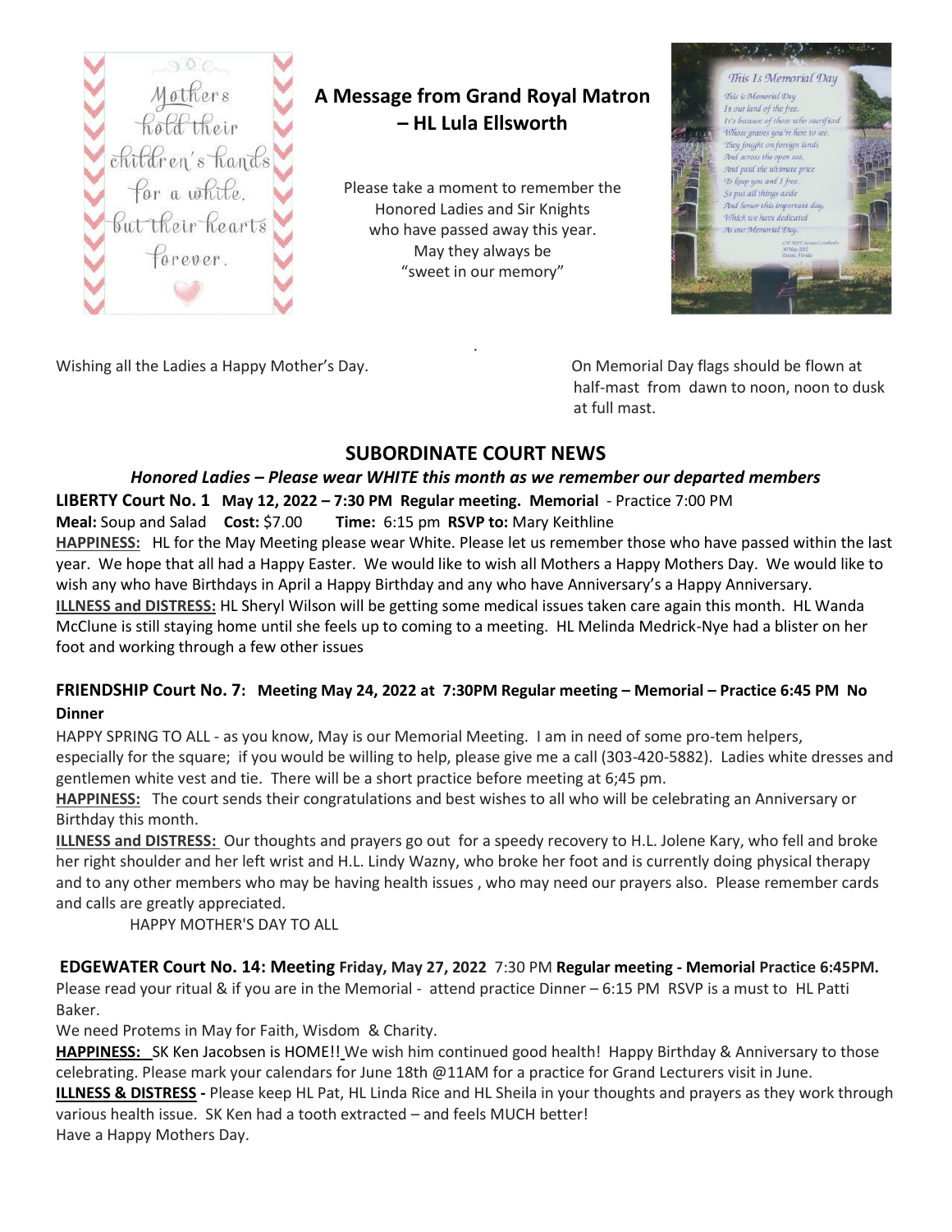## A Message from Grand Royal Matron – HL Lula Ellsworth

Please take a moment to remember the Honored Ladies and Sir Knights who have passed away this year.
May they always be
"sweet in our memory"

Wishing all the Ladies a Happy Mother's Day.

On Memorial Day flags should be flown at half-mast from dawn to noon, noon to dusk at full mast.

## SUBORDINATE COURT NEWS

***Honored Ladies – Please wear WHITE this month as we remember our departed members***

**LIBERTY Court No. 1 May 12, 2022 – 7:30 PM Regular meeting. Memorial** - Practice 7:00 PM

**Meal:** Soup and Salad **Cost:** $7.00 **Time:** 6:15 pm **RSVP to:** Mary Keithline

**HAPPINESS:** HL for the May Meeting please wear White. Please let us remember those who have passed within the last year. We hope that all had a Happy Easter. We would like to wish all Mothers a Happy Mothers Day. We would like to wish any who have Birthdays in April a Happy Birthday and any who have Anniversary's a Happy Anniversary.

**ILLNESS and DISTRESS:** HL Sheryl Wilson will be getting some medical issues taken care again this month. HL Wanda McClune is still staying home until she feels up to coming to a meeting. HL Melinda Medrick-Nye had a blister on her foot and working through a few other issues

**FRIENDSHIP Court No. 7: Meeting May 24, 2022 at 7:30PM Regular meeting – Memorial – Practice 6:45 PM No Dinner**

HAPPY SPRING TO ALL - as you know, May is our Memorial Meeting. I am in need of some pro-tem helpers, especially for the square; if you would be willing to help, please give me a call (303-420-5882). Ladies white dresses and gentlemen white vest and tie. There will be a short practice before meeting at 6;45 pm.

**HAPPINESS:** The court sends their congratulations and best wishes to all who will be celebrating an Anniversary or Birthday this month.

**ILLNESS and DISTRESS:** Our thoughts and prayers go out for a speedy recovery to H.L. Jolene Kary, who fell and broke her right shoulder and her left wrist and H.L. Lindy Wazny, who broke her foot and is currently doing physical therapy and to any other members who may be having health issues , who may need our prayers also. Please remember cards and calls are greatly appreciated.

HAPPY MOTHER'S DAY TO ALL

**EDGEWATER Court No. 14: Meeting Friday, May 27, 2022** 7:30 PM **Regular meeting - Memorial Practice 6:45PM.**

Please read your ritual & if you are in the Memorial - attend practice Dinner – 6:15 PM RSVP is a must to HL Patti Baker.

We need Protems in May for Faith, Wisdom & Charity.

**HAPPINESS:** SK Ken Jacobsen is HOME!! We wish him continued good health! Happy Birthday & Anniversary to those celebrating. Please mark your calendars for June 18th @11AM for a practice for Grand Lecturers visit in June.

**ILLNESS & DISTRESS -** Please keep HL Pat, HL Linda Rice and HL Sheila in your thoughts and prayers as they work through various health issue. SK Ken had a tooth extracted – and feels MUCH better!

Have a Happy Mothers Day.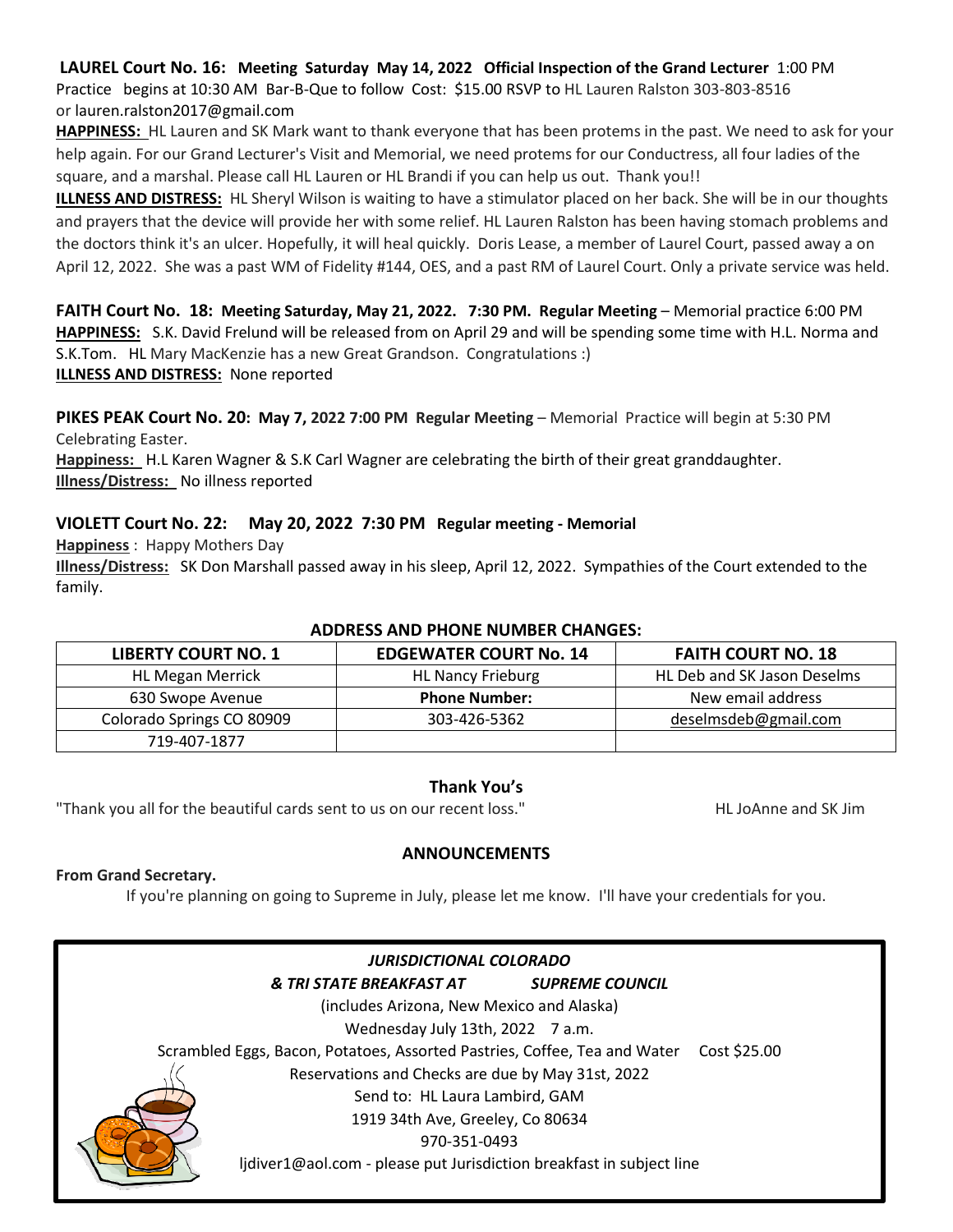**LAUREL Court No. 16: Meeting Saturday May 14, 2022 Official Inspection of the Grand Lecturer** 1:00 PM Practice begins at 10:30 AM Bar-B-Que to follow Cost: $15.00 RSVP to HL Lauren Ralston 303-803-8516 or lauren.ralston2017@gmail.com

**HAPPINESS:** HL Lauren and SK Mark want to thank everyone that has been protems in the past. We need to ask for your help again. For our Grand Lecturer's Visit and Memorial, we need protems for our Conductress, all four ladies of the square, and a marshal. Please call HL Lauren or HL Brandi if you can help us out. Thank you!!

**ILLNESS AND DISTRESS:** HL Sheryl Wilson is waiting to have a stimulator placed on her back. She will be in our thoughts and prayers that the device will provide her with some relief. HL Lauren Ralston has been having stomach problems and the doctors think it's an ulcer. Hopefully, it will heal quickly. Doris Lease, a member of Laurel Court, passed away a on April 12, 2022. She was a past WM of Fidelity #144, OES, and a past RM of Laurel Court. Only a private service was held.

**FAITH Court No. 18: Meeting Saturday, May 21, 2022. 7:30 PM. Regular Meeting** – Memorial practice 6:00 PM

**HAPPINESS:** S.K. David Frelund will be released from on April 29 and will be spending some time with H.L. Norma and S.K.Tom. HL Mary MacKenzie has a new Great Grandson. Congratulations :)

**ILLNESS AND DISTRESS:** None reported

**PIKES PEAK Court No. 20: May 7, 2022 7:00 PM Regular Meeting** – Memorial Practice will begin at 5:30 PM Celebrating Easter.

**Happiness:** H.L Karen Wagner & S.K Carl Wagner are celebrating the birth of their great granddaughter.

**Illness/Distress:** No illness reported

**VIOLETT Court No. 22: May 20, 2022 7:30 PM Regular meeting - Memorial**

**Happiness** : Happy Mothers Day

**Illness/Distress:** SK Don Marshall passed away in his sleep, April 12, 2022. Sympathies of the Court extended to the family.

## ADDRESS AND PHONE NUMBER CHANGES:

| LIBERTY COURT NO. 1 | EDGEWATER COURT No. 14 | FAITH COURT NO. 18 |
|---|---|---|
| HL Megan Merrick | HL Nancy Frieburg | HL Deb and SK Jason Deselms |
| 630 Swope Avenue | **Phone Number:** | New email address |
| Colorado Springs CO 80909 | 303-426-5362 | deselmsdeb@gmail.com |
| 719-407-1877 | | |

## Thank You's

"Thank you all for the beautiful cards sent to us on our recent loss." HL JoAnne and SK Jim

## ANNOUNCEMENTS

**From Grand Secretary.**

If you're planning on going to Supreme in July, please let me know. I'll have your credentials for you.

***JURISDICTIONAL COLORADO***
***& TRI STATE BREAKFAST AT SUPREME COUNCIL***

(includes Arizona, New Mexico and Alaska)

Wednesday July 13th, 2022 7 a.m.

Scrambled Eggs, Bacon, Potatoes, Assorted Pastries, Coffee, Tea and Water Cost $25.00

Reservations and Checks are due by May 31st, 2022

Send to: HL Laura Lambird, GAM

1919 34th Ave, Greeley, Co 80634

970-351-0493

ljdiver1@aol.com - please put Jurisdiction breakfast in subject line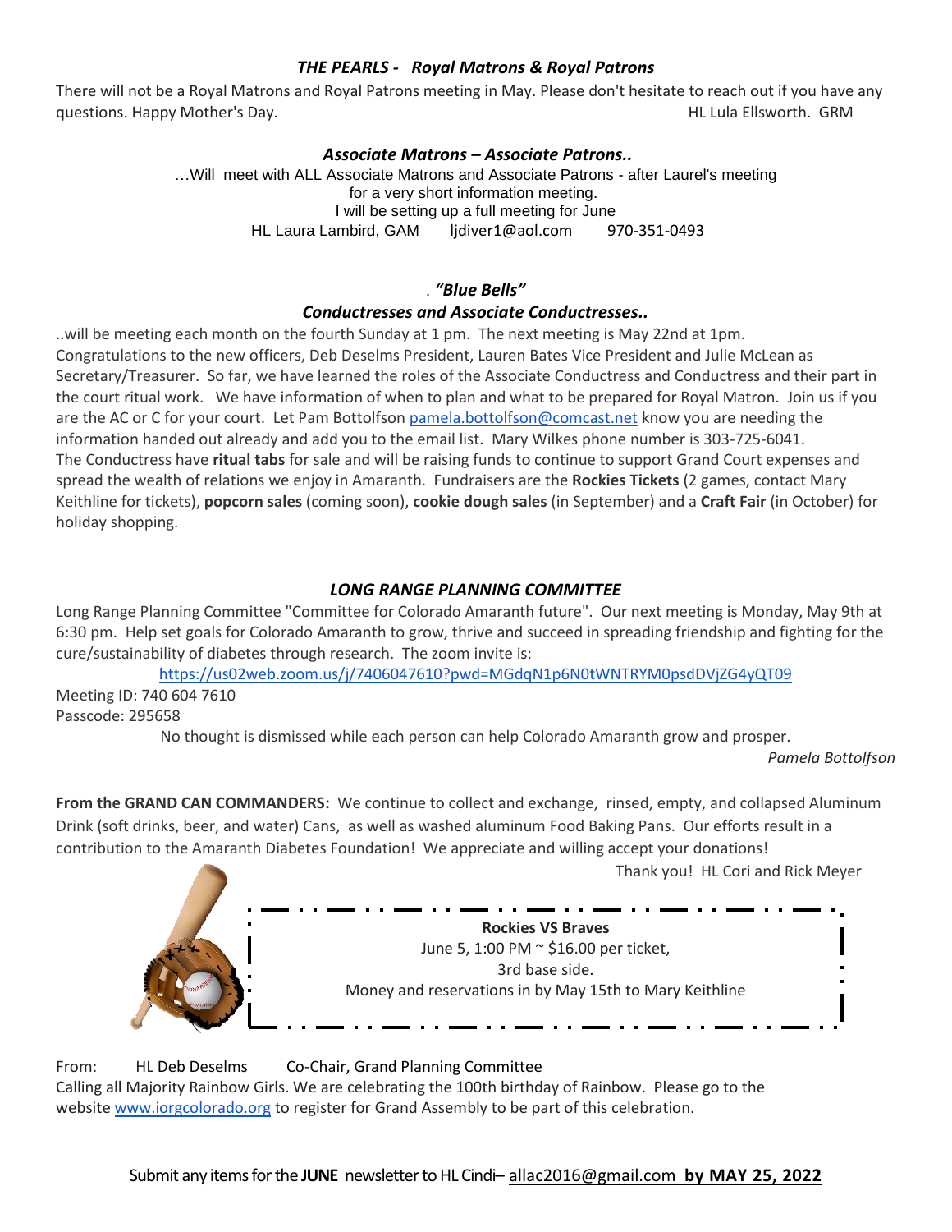### *THE PEARLS - Royal Matrons & Royal Patrons*

There will not be a Royal Matrons and Royal Patrons meeting in May. Please don't hesitate to reach out if you have any questions. Happy Mother's Day. HL Lula Ellsworth. GRM

### *Associate Matrons – Associate Patrons..*

…Will meet with ALL Associate Matrons and Associate Patrons - after Laurel's meeting for a very short information meeting.
I will be setting up a full meeting for June
HL Laura Lambird, GAM ljdiver1@aol.com 970-351-0493

### *"Blue Bells"*
### *Conductresses and Associate Conductresses..*

..will be meeting each month on the fourth Sunday at 1 pm. The next meeting is May 22nd at 1pm. Congratulations to the new officers, Deb Deselms President, Lauren Bates Vice President and Julie McLean as Secretary/Treasurer. So far, we have learned the roles of the Associate Conductress and Conductress and their part in the court ritual work. We have information of when to plan and what to be prepared for Royal Matron. Join us if you are the AC or C for your court. Let Pam Bottolfson pamela.bottolfson@comcast.net know you are needing the information handed out already and add you to the email list. Mary Wilkes phone number is 303-725-6041.
The Conductress have **ritual tabs** for sale and will be raising funds to continue to support Grand Court expenses and spread the wealth of relations we enjoy in Amaranth. Fundraisers are the **Rockies Tickets** (2 games, contact Mary Keithline for tickets), **popcorn sales** (coming soon), **cookie dough sales** (in September) and a **Craft Fair** (in October) for holiday shopping.

### *LONG RANGE PLANNING COMMITTEE*

Long Range Planning Committee "Committee for Colorado Amaranth future". Our next meeting is Monday, May 9th at 6:30 pm. Help set goals for Colorado Amaranth to grow, thrive and succeed in spreading friendship and fighting for the cure/sustainability of diabetes through research. The zoom invite is:

https://us02web.zoom.us/j/7406047610?pwd=MGdqN1p6N0tWNTRYM0psdDVjZG4yQT09

Meeting ID: 740 604 7610
Passcode: 295658

No thought is dismissed while each person can help Colorado Amaranth grow and prosper.

*Pamela Bottolfson*

**From the GRAND CAN COMMANDERS:** We continue to collect and exchange, rinsed, empty, and collapsed Aluminum Drink (soft drinks, beer, and water) Cans, as well as washed aluminum Food Baking Pans. Our efforts result in a contribution to the Amaranth Diabetes Foundation! We appreciate and willing accept your donations!

Thank you! HL Cori and Rick Meyer

**Rockies VS Braves**
June 5, 1:00 PM ~ $16.00 per ticket,
3rd base side.
Money and reservations in by May 15th to Mary Keithline

From: HL Deb Deselms Co-Chair, Grand Planning Committee
Calling all Majority Rainbow Girls. We are celebrating the 100th birthday of Rainbow. Please go to the website www.iorgcolorado.org to register for Grand Assembly to be part of this celebration.

Submit any items for the **JUNE** newsletter to HL Cindi– allac2016@gmail.com **by MAY 25, 2022**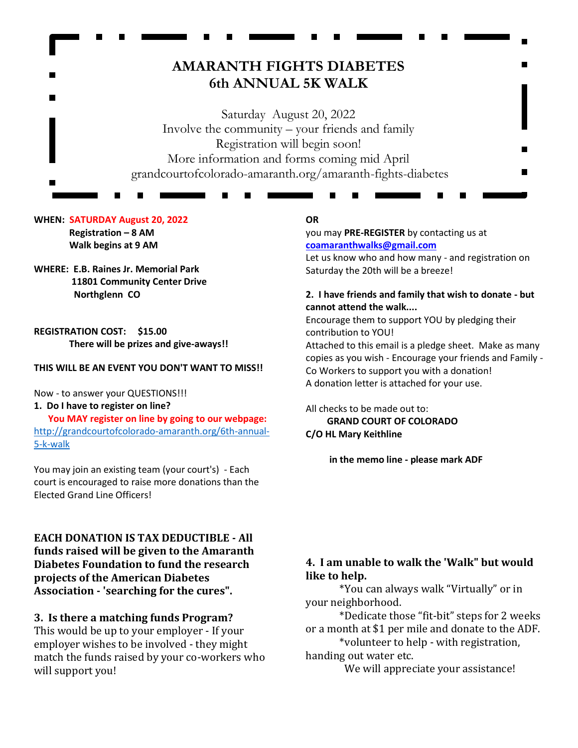# AMARANTH FIGHTS DIABETES
## 6th ANNUAL 5K WALK

Saturday August 20, 2022
Involve the community – your friends and family
Registration will begin soon!
More information and forms coming mid April
grandcourtofcolorado-amaranth.org/amaranth-fights-diabetes

**WHEN: SATURDAY August 20, 2022**
**Registration – 8 AM**
**Walk begins at 9 AM**

**WHERE: E.B. Raines Jr. Memorial Park**
**11801 Community Center Drive**
**Northglenn CO**

**REGISTRATION COST: $15.00**
**There will be prizes and give-aways!!**

**THIS WILL BE AN EVENT YOU DON'T WANT TO MISS!!**

Now - to answer your QUESTIONS!!!

**1. Do I have to register on line?**

**You MAY register on line by going to our webpage:** http://grandcourtofcolorado-amaranth.org/6th-annual-5-k-walk

You may join an existing team (your court's) - Each court is encouraged to raise more donations than the Elected Grand Line Officers!

**EACH DONATION IS TAX DEDUCTIBLE - All funds raised will be given to the Amaranth Diabetes Foundation to fund the research projects of the American Diabetes Association - 'searching for the cures".**

**3. Is there a matching funds Program?**
This would be up to your employer - If your employer wishes to be involved - they might match the funds raised by your co-workers who will support you!

**OR**
you may **PRE-REGISTER** by contacting us at **coamaranthwalks@gmail.com**
Let us know who and how many - and registration on Saturday the 20th will be a breeze!

**2. I have friends and family that wish to donate - but cannot attend the walk....**
Encourage them to support YOU by pledging their contribution to YOU!
Attached to this email is a pledge sheet. Make as many copies as you wish - Encourage your friends and Family - Co Workers to support you with a donation!
A donation letter is attached for your use.

All checks to be made out to:
**GRAND COURT OF COLORADO**
**C/O HL Mary Keithline**

**in the memo line - please mark ADF**

**4. I am unable to walk the 'Walk" but would like to help.**
*You can always walk "Virtually" or in your neighborhood.
*Dedicate those "fit-bit" steps for 2 weeks or a month at $1 per mile and donate to the ADF.
*volunteer to help - with registration, handing out water etc.
We will appreciate your assistance!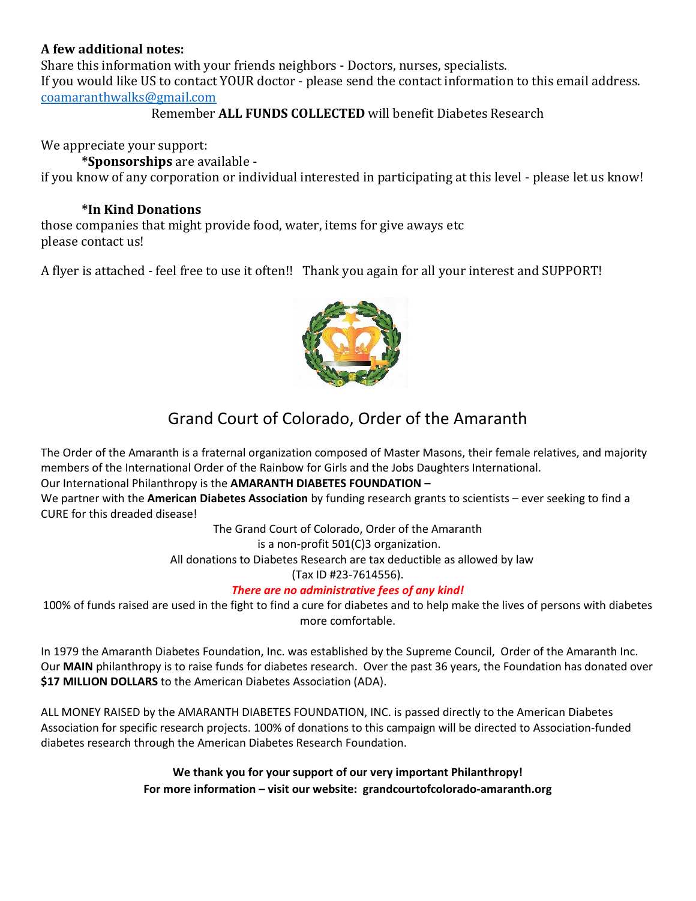**A few additional notes:**
Share this information with your friends neighbors - Doctors, nurses, specialists.
If you would like US to contact YOUR doctor - please send the contact information to this email address.
coamaranthwalks@gmail.com

Remember **ALL FUNDS COLLECTED** will benefit Diabetes Research

We appreciate your support:

**\*Sponsorships** are available -
if you know of any corporation or individual interested in participating at this level - please let us know!

**\*In Kind Donations**
those companies that might provide food, water, items for give aways etc
please contact us!

A flyer is attached - feel free to use it often!! Thank you again for all your interest and SUPPORT!

# Grand Court of Colorado, Order of the Amaranth

The Order of the Amaranth is a fraternal organization composed of Master Masons, their female relatives, and majority members of the International Order of the Rainbow for Girls and the Jobs Daughters International.
Our International Philanthropy is the **AMARANTH DIABETES FOUNDATION –**
We partner with the **American Diabetes Association** by funding research grants to scientists – ever seeking to find a CURE for this dreaded disease!

The Grand Court of Colorado, Order of the Amaranth
is a non-profit 501(C)3 organization.
All donations to Diabetes Research are tax deductible as allowed by law
(Tax ID #23-7614556).

***There are no administrative fees of any kind!***

100% of funds raised are used in the fight to find a cure for diabetes and to help make the lives of persons with diabetes more comfortable.

In 1979 the Amaranth Diabetes Foundation, Inc. was established by the Supreme Council, Order of the Amaranth Inc. Our **MAIN** philanthropy is to raise funds for diabetes research. Over the past 36 years, the Foundation has donated over **$17 MILLION DOLLARS** to the American Diabetes Association (ADA).

ALL MONEY RAISED by the AMARANTH DIABETES FOUNDATION, INC. is passed directly to the American Diabetes Association for specific research projects. 100% of donations to this campaign will be directed to Association-funded diabetes research through the American Diabetes Research Foundation.

**We thank you for your support of our very important Philanthropy!**
**For more information – visit our website: grandcourtofcolorado-amaranth.org**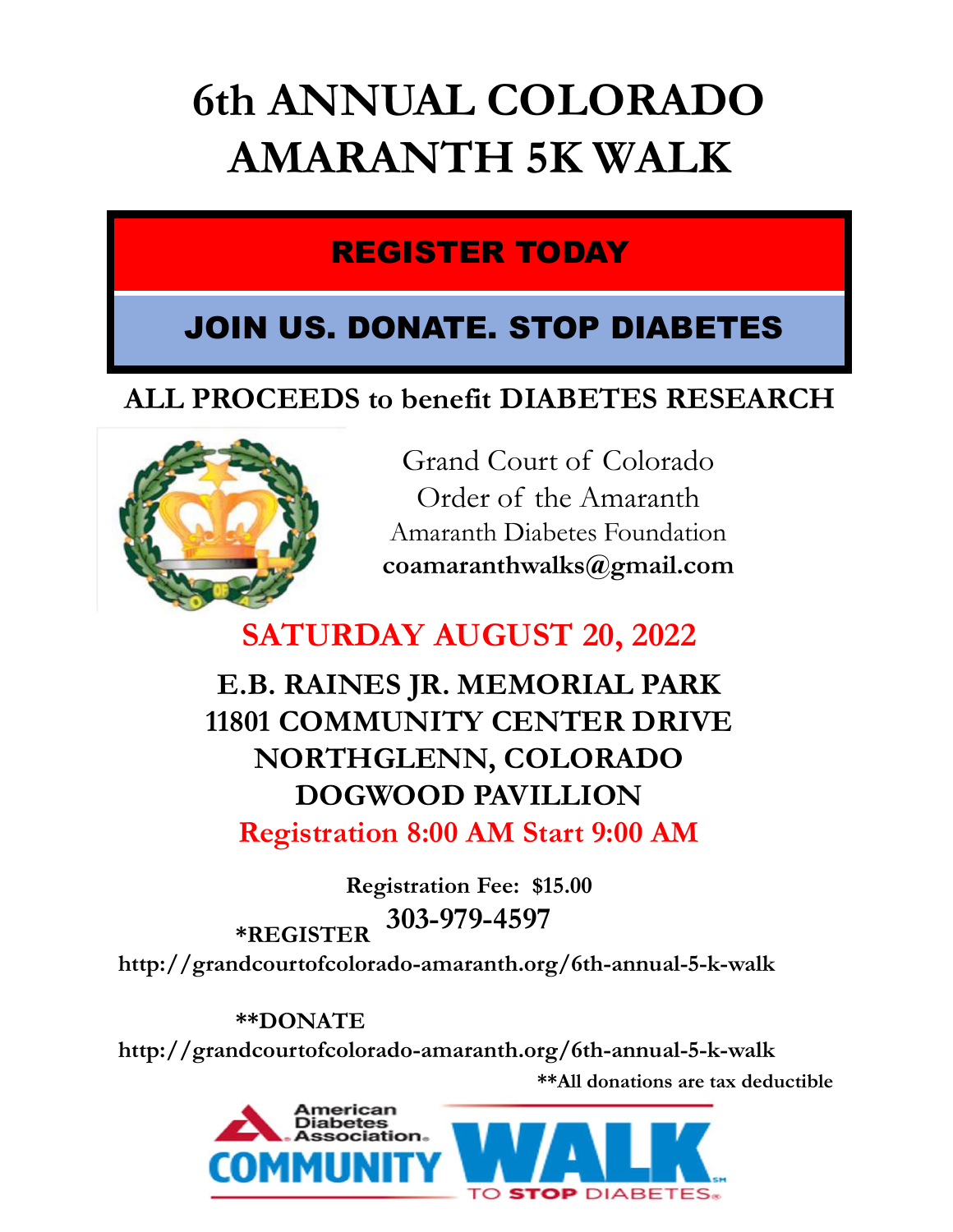# 6th ANNUAL COLORADO AMARANTH 5K WALK

**REGISTER TODAY**

**JOIN US. DONATE. STOP DIABETES**

**ALL PROCEEDS to benefit DIABETES RESEARCH**

Grand Court of Colorado
Order of the Amaranth
Amaranth Diabetes Foundation
**coamaranthwalks@gmail.com**

## SATURDAY AUGUST 20, 2022

**E.B. RAINES JR. MEMORIAL PARK**
**11801 COMMUNITY CENTER DRIVE**
**NORTHGLENN, COLORADO**
**DOGWOOD PAVILLION**

**Registration 8:00 AM Start 9:00 AM**

**Registration Fee: $15.00**

**\*REGISTER 303-979-4597**
**http://grandcourtofcolorado-amaranth.org/6th-annual-5-k-walk**

**\*\*DONATE**
**http://grandcourtofcolorado-amaranth.org/6th-annual-5-k-walk**

**\*\*All donations are tax deductible**

American Diabetes Association. COMMUNITY WALK TO STOP DIABETES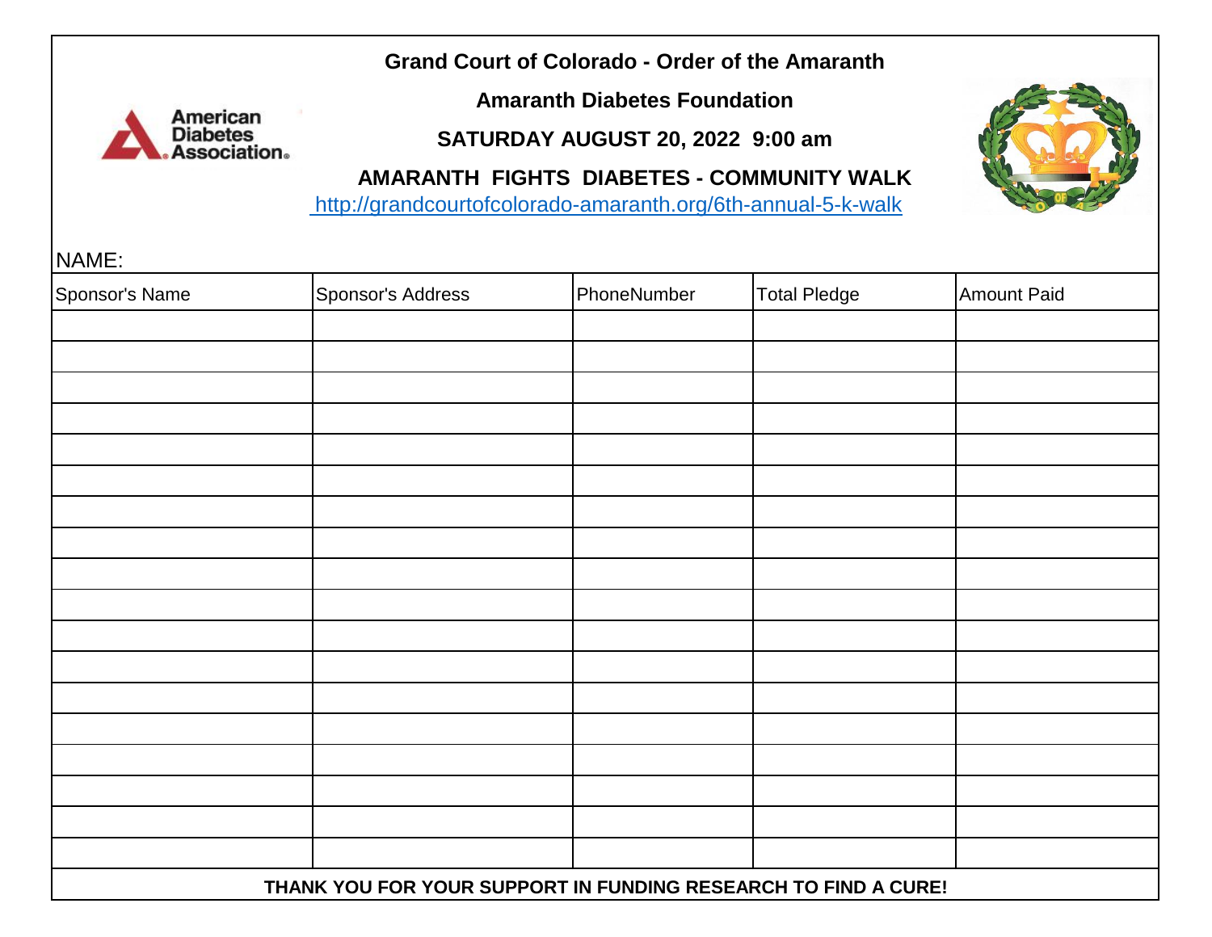**Grand Court of Colorado - Order of the Amaranth**

**Amaranth Diabetes Foundation**

**SATURDAY AUGUST 20, 2022 9:00 am**

**AMARANTH FIGHTS DIABETES - COMMUNITY WALK**

http://grandcourtofcolorado-amaranth.org/6th-annual-5-k-walk

NAME:

| Sponsor's Name | Sponsor's Address | PhoneNumber | Total Pledge | Amount Paid |
|---|---|---|---|---|
| | | | | |
| | | | | |
| | | | | |
| | | | | |
| | | | | |
| | | | | |
| | | | | |
| | | | | |
| | | | | |
| | | | | |
| | | | | |
| | | | | |
| | | | | |
| | | | | |
| | | | | |
| | | | | |
| | | | | |
| | | | | |

**THANK YOU FOR YOUR SUPPORT IN FUNDING RESEARCH TO FIND A CURE!**